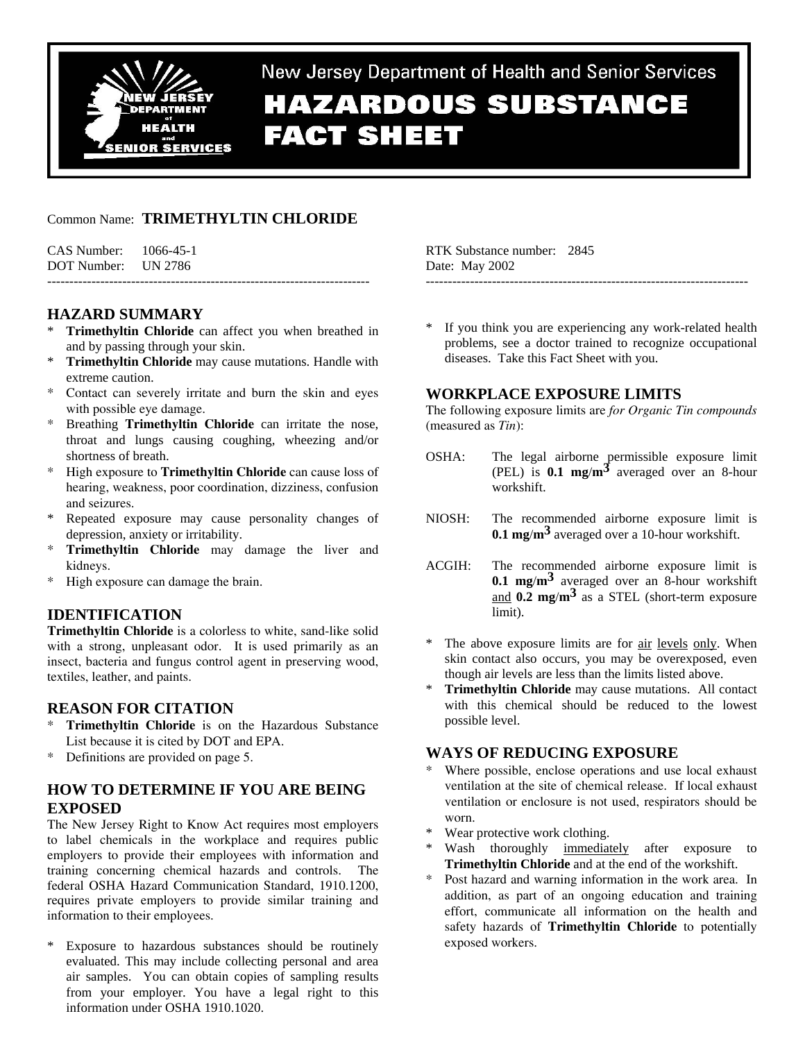New Jersey Department of Health and Senior Services

# HAZARDOUS SUBSTANCE FACT SHEET

Common Name: **TRIMETHYLTIN CHLORIDE**

CAS Number: 1066-45-1
DOT Number: UN 2786

RTK Substance number: 2845
Date: May 2002

---

## HAZARD SUMMARY

* **Trimethyltin Chloride** can affect you when breathed in and by passing through your skin.
* **Trimethyltin Chloride** may cause mutations. Handle with extreme caution.
* Contact can severely irritate and burn the skin and eyes with possible eye damage.
* Breathing **Trimethyltin Chloride** can irritate the nose, throat and lungs causing coughing, wheezing and/or shortness of breath.
* High exposure to **Trimethyltin Chloride** can cause loss of hearing, weakness, poor coordination, dizziness, confusion and seizures.
* Repeated exposure may cause personality changes of depression, anxiety or irritability.
* **Trimethyltin Chloride** may damage the liver and kidneys.
* High exposure can damage the brain.

## IDENTIFICATION

**Trimethyltin Chloride** is a colorless to white, sand-like solid with a strong, unpleasant odor. It is used primarily as an insect, bacteria and fungus control agent in preserving wood, textiles, leather, and paints.

## REASON FOR CITATION

* **Trimethyltin Chloride** is on the Hazardous Substance List because it is cited by DOT and EPA.
* Definitions are provided on page 5.

## HOW TO DETERMINE IF YOU ARE BEING EXPOSED

The New Jersey Right to Know Act requires most employers to label chemicals in the workplace and requires public employers to provide their employees with information and training concerning chemical hazards and controls. The federal OSHA Hazard Communication Standard, 1910.1200, requires private employers to provide similar training and information to their employees.

* Exposure to hazardous substances should be routinely evaluated. This may include collecting personal and area air samples. You can obtain copies of sampling results from your employer. You have a legal right to this information under OSHA 1910.1020.
* If you think you are experiencing any work-related health problems, see a doctor trained to recognize occupational diseases. Take this Fact Sheet with you.

## WORKPLACE EXPOSURE LIMITS

The following exposure limits are *for Organic Tin compounds* (measured as *Tin*):

OSHA: The legal airborne permissible exposure limit (PEL) is **0.1 mg/m$^3$** averaged over an 8-hour workshift.

NIOSH: The recommended airborne exposure limit is **0.1 mg/m$^3$** averaged over a 10-hour workshift.

ACGIH: The recommended airborne exposure limit is **0.1 mg/m$^3$** averaged over an 8-hour workshift and **0.2 mg/m$^3$** as a STEL (short-term exposure limit).

* The above exposure limits are for air levels only. When skin contact also occurs, you may be overexposed, even though air levels are less than the limits listed above.
* **Trimethyltin Chloride** may cause mutations. All contact with this chemical should be reduced to the lowest possible level.

## WAYS OF REDUCING EXPOSURE

* Where possible, enclose operations and use local exhaust ventilation at the site of chemical release. If local exhaust ventilation or enclosure is not used, respirators should be worn.
* Wear protective work clothing.
* Wash thoroughly immediately after exposure to **Trimethyltin Chloride** and at the end of the workshift.
* Post hazard and warning information in the work area. In addition, as part of an ongoing education and training effort, communicate all information on the health and safety hazards of **Trimethyltin Chloride** to potentially exposed workers.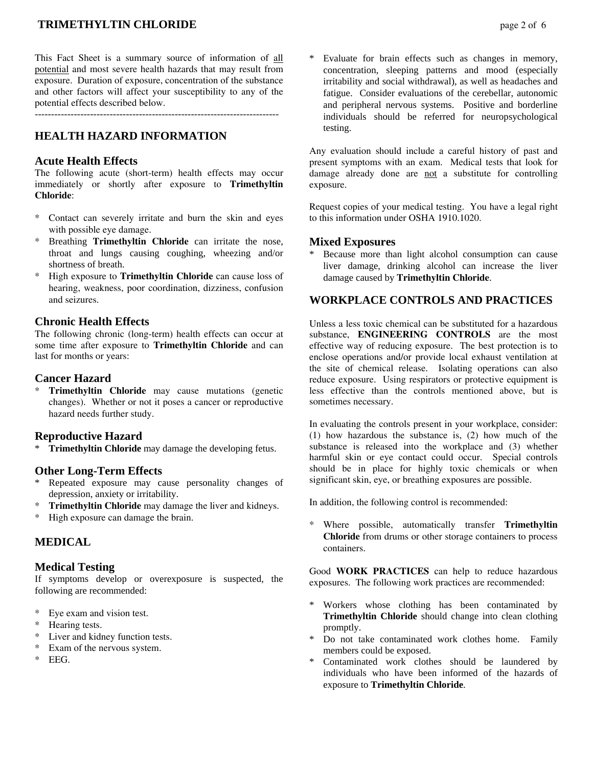This Fact Sheet is a summary source of information of all potential and most severe health hazards that may result from exposure. Duration of exposure, concentration of the substance and other factors will affect your susceptibility to any of the potential effects described below.

---

## HEALTH HAZARD INFORMATION

### Acute Health Effects

The following acute (short-term) health effects may occur immediately or shortly after exposure to **Trimethyltin Chloride**:

* Contact can severely irritate and burn the skin and eyes with possible eye damage.
* Breathing **Trimethyltin Chloride** can irritate the nose, throat and lungs causing coughing, wheezing and/or shortness of breath.
* High exposure to **Trimethyltin Chloride** can cause loss of hearing, weakness, poor coordination, dizziness, confusion and seizures.

### Chronic Health Effects

The following chronic (long-term) health effects can occur at some time after exposure to **Trimethyltin Chloride** and can last for months or years:

### Cancer Hazard

* **Trimethyltin Chloride** may cause mutations (genetic changes). Whether or not it poses a cancer or reproductive hazard needs further study.

### Reproductive Hazard

* **Trimethyltin Chloride** may damage the developing fetus.

### Other Long-Term Effects

* Repeated exposure may cause personality changes of depression, anxiety or irritability.
* **Trimethyltin Chloride** may damage the liver and kidneys.
* High exposure can damage the brain.

## MEDICAL

### Medical Testing

If symptoms develop or overexposure is suspected, the following are recommended:

* Eye exam and vision test.
* Hearing tests.
* Liver and kidney function tests.
* Exam of the nervous system.
* EEG.
* Evaluate for brain effects such as changes in memory, concentration, sleeping patterns and mood (especially irritability and social withdrawal), as well as headaches and fatigue. Consider evaluations of the cerebellar, autonomic and peripheral nervous systems. Positive and borderline individuals should be referred for neuropsychological testing.

Any evaluation should include a careful history of past and present symptoms with an exam. Medical tests that look for damage already done are not a substitute for controlling exposure.

Request copies of your medical testing. You have a legal right to this information under OSHA 1910.1020.

### Mixed Exposures

* Because more than light alcohol consumption can cause liver damage, drinking alcohol can increase the liver damage caused by **Trimethyltin Chloride**.

## WORKPLACE CONTROLS AND PRACTICES

Unless a less toxic chemical can be substituted for a hazardous substance, **ENGINEERING CONTROLS** are the most effective way of reducing exposure. The best protection is to enclose operations and/or provide local exhaust ventilation at the site of chemical release. Isolating operations can also reduce exposure. Using respirators or protective equipment is less effective than the controls mentioned above, but is sometimes necessary.

In evaluating the controls present in your workplace, consider: (1) how hazardous the substance is, (2) how much of the substance is released into the workplace and (3) whether harmful skin or eye contact could occur. Special controls should be in place for highly toxic chemicals or when significant skin, eye, or breathing exposures are possible.

In addition, the following control is recommended:

* Where possible, automatically transfer **Trimethyltin Chloride** from drums or other storage containers to process containers.

Good **WORK PRACTICES** can help to reduce hazardous exposures. The following work practices are recommended:

* Workers whose clothing has been contaminated by **Trimethyltin Chloride** should change into clean clothing promptly.
* Do not take contaminated work clothes home. Family members could be exposed.
* Contaminated work clothes should be laundered by individuals who have been informed of the hazards of exposure to **Trimethyltin Chloride**.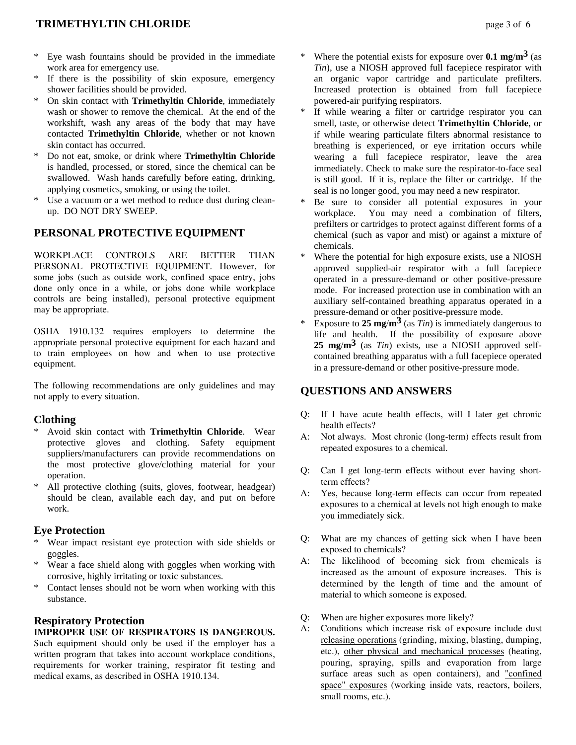* Eye wash fountains should be provided in the immediate work area for emergency use.
* If there is the possibility of skin exposure, emergency shower facilities should be provided.
* On skin contact with **Trimethyltin Chloride**, immediately wash or shower to remove the chemical. At the end of the workshift, wash any areas of the body that may have contacted **Trimethyltin Chloride**, whether or not known skin contact has occurred.
* Do not eat, smoke, or drink where **Trimethyltin Chloride** is handled, processed, or stored, since the chemical can be swallowed. Wash hands carefully before eating, drinking, applying cosmetics, smoking, or using the toilet.
* Use a vacuum or a wet method to reduce dust during clean-up. DO NOT DRY SWEEP.

## PERSONAL PROTECTIVE EQUIPMENT

WORKPLACE CONTROLS ARE BETTER THAN PERSONAL PROTECTIVE EQUIPMENT. However, for some jobs (such as outside work, confined space entry, jobs done only once in a while, or jobs done while workplace controls are being installed), personal protective equipment may be appropriate.

OSHA 1910.132 requires employers to determine the appropriate personal protective equipment for each hazard and to train employees on how and when to use protective equipment.

The following recommendations are only guidelines and may not apply to every situation.

### Clothing

* Avoid skin contact with **Trimethyltin Chloride**. Wear protective gloves and clothing. Safety equipment suppliers/manufacturers can provide recommendations on the most protective glove/clothing material for your operation.
* All protective clothing (suits, gloves, footwear, headgear) should be clean, available each day, and put on before work.

### Eye Protection

* Wear impact resistant eye protection with side shields or goggles.
* Wear a face shield along with goggles when working with corrosive, highly irritating or toxic substances.
* Contact lenses should not be worn when working with this substance.

### Respiratory Protection

**IMPROPER USE OF RESPIRATORS IS DANGEROUS.** Such equipment should only be used if the employer has a written program that takes into account workplace conditions, requirements for worker training, respirator fit testing and medical exams, as described in OSHA 1910.134.

* Where the potential exists for exposure over **0.1 mg/m$^3$** (as *Tin*), use a NIOSH approved full facepiece respirator with an organic vapor cartridge and particulate prefilters. Increased protection is obtained from full facepiece powered-air purifying respirators.
* If while wearing a filter or cartridge respirator you can smell, taste, or otherwise detect **Trimethyltin Chloride**, or if while wearing particulate filters abnormal resistance to breathing is experienced, or eye irritation occurs while wearing a full facepiece respirator, leave the area immediately. Check to make sure the respirator-to-face seal is still good. If it is, replace the filter or cartridge. If the seal is no longer good, you may need a new respirator.
* Be sure to consider all potential exposures in your workplace. You may need a combination of filters, prefilters or cartridges to protect against different forms of a chemical (such as vapor and mist) or against a mixture of chemicals.
* Where the potential for high exposure exists, use a NIOSH approved supplied-air respirator with a full facepiece operated in a pressure-demand or other positive-pressure mode. For increased protection use in combination with an auxiliary self-contained breathing apparatus operated in a pressure-demand or other positive-pressure mode.
* Exposure to **25 mg/m$^3$** (as *Tin*) is immediately dangerous to life and health. If the possibility of exposure above **25 mg/m$^3$** (as *Tin*) exists, use a NIOSH approved self-contained breathing apparatus with a full facepiece operated in a pressure-demand or other positive-pressure mode.

## QUESTIONS AND ANSWERS

Q: If I have acute health effects, will I later get chronic health effects?
A: Not always. Most chronic (long-term) effects result from repeated exposures to a chemical.

Q: Can I get long-term effects without ever having short-term effects?
A: Yes, because long-term effects can occur from repeated exposures to a chemical at levels not high enough to make you immediately sick.

Q: What are my chances of getting sick when I have been exposed to chemicals?
A: The likelihood of becoming sick from chemicals is increased as the amount of exposure increases. This is determined by the length of time and the amount of material to which someone is exposed.

Q: When are higher exposures more likely?
A: Conditions which increase risk of exposure include dust releasing operations (grinding, mixing, blasting, dumping, etc.), other physical and mechanical processes (heating, pouring, spraying, spills and evaporation from large surface areas such as open containers), and "confined space" exposures (working inside vats, reactors, boilers, small rooms, etc.).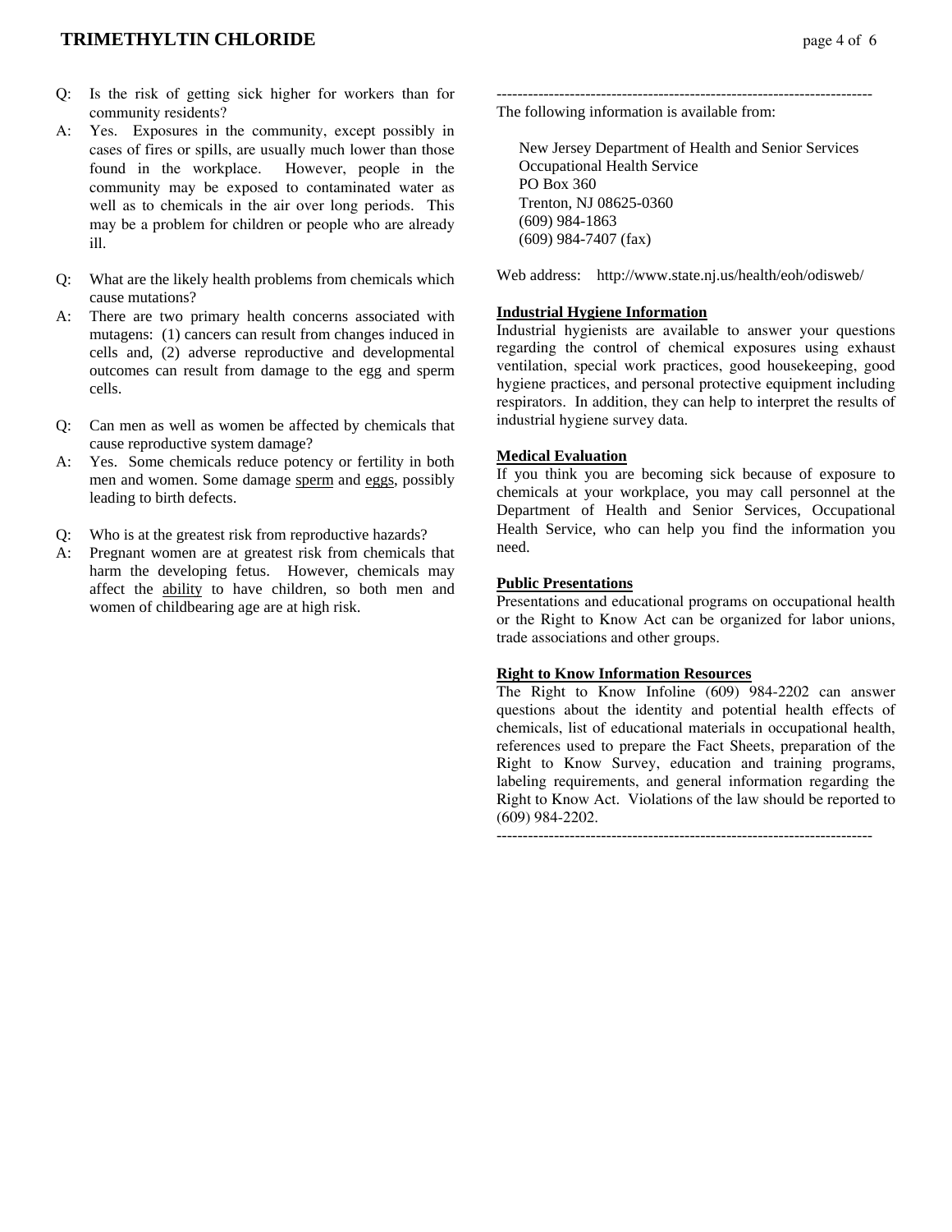Q: Is the risk of getting sick higher for workers than for community residents?

A: Yes. Exposures in the community, except possibly in cases of fires or spills, are usually much lower than those found in the workplace. However, people in the community may be exposed to contaminated water as well as to chemicals in the air over long periods. This may be a problem for children or people who are already ill.

Q: What are the likely health problems from chemicals which cause mutations?

A: There are two primary health concerns associated with mutagens: (1) cancers can result from changes induced in cells and, (2) adverse reproductive and developmental outcomes can result from damage to the egg and sperm cells.

Q: Can men as well as women be affected by chemicals that cause reproductive system damage?

A: Yes. Some chemicals reduce potency or fertility in both men and women. Some damage sperm and eggs, possibly leading to birth defects.

Q: Who is at the greatest risk from reproductive hazards?

A: Pregnant women are at greatest risk from chemicals that harm the developing fetus. However, chemicals may affect the ability to have children, so both men and women of childbearing age are at high risk.

------------------------------------------------------------------------

The following information is available from:

New Jersey Department of Health and Senior Services
Occupational Health Service
PO Box 360
Trenton, NJ 08625-0360
(609) 984-1863
(609) 984-7407 (fax)

Web address: http://www.state.nj.us/health/eoh/odisweb/

**Industrial Hygiene Information**

Industrial hygienists are available to answer your questions regarding the control of chemical exposures using exhaust ventilation, special work practices, good housekeeping, good hygiene practices, and personal protective equipment including respirators. In addition, they can help to interpret the results of industrial hygiene survey data.

**Medical Evaluation**

If you think you are becoming sick because of exposure to chemicals at your workplace, you may call personnel at the Department of Health and Senior Services, Occupational Health Service, who can help you find the information you need.

**Public Presentations**

Presentations and educational programs on occupational health or the Right to Know Act can be organized for labor unions, trade associations and other groups.

**Right to Know Information Resources**

The Right to Know Infoline (609) 984-2202 can answer questions about the identity and potential health effects of chemicals, list of educational materials in occupational health, references used to prepare the Fact Sheets, preparation of the Right to Know Survey, education and training programs, labeling requirements, and general information regarding the Right to Know Act. Violations of the law should be reported to (609) 984-2202.

------------------------------------------------------------------------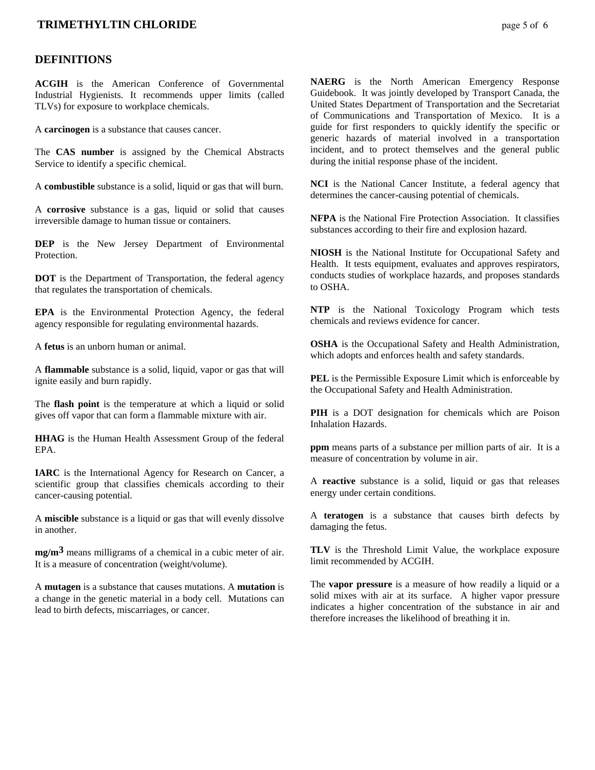## DEFINITIONS

**ACGIH** is the American Conference of Governmental Industrial Hygienists. It recommends upper limits (called TLVs) for exposure to workplace chemicals.

A **carcinogen** is a substance that causes cancer.

The **CAS number** is assigned by the Chemical Abstracts Service to identify a specific chemical.

A **combustible** substance is a solid, liquid or gas that will burn.

A **corrosive** substance is a gas, liquid or solid that causes irreversible damage to human tissue or containers.

**DEP** is the New Jersey Department of Environmental Protection.

**DOT** is the Department of Transportation, the federal agency that regulates the transportation of chemicals.

**EPA** is the Environmental Protection Agency, the federal agency responsible for regulating environmental hazards.

A **fetus** is an unborn human or animal.

A **flammable** substance is a solid, liquid, vapor or gas that will ignite easily and burn rapidly.

The **flash point** is the temperature at which a liquid or solid gives off vapor that can form a flammable mixture with air.

**HHAG** is the Human Health Assessment Group of the federal EPA.

**IARC** is the International Agency for Research on Cancer, a scientific group that classifies chemicals according to their cancer-causing potential.

A **miscible** substance is a liquid or gas that will evenly dissolve in another.

**$mg/m^3$** means milligrams of a chemical in a cubic meter of air. It is a measure of concentration (weight/volume).

A **mutagen** is a substance that causes mutations. A **mutation** is a change in the genetic material in a body cell. Mutations can lead to birth defects, miscarriages, or cancer.

**NAERG** is the North American Emergency Response Guidebook. It was jointly developed by Transport Canada, the United States Department of Transportation and the Secretariat of Communications and Transportation of Mexico. It is a guide for first responders to quickly identify the specific or generic hazards of material involved in a transportation incident, and to protect themselves and the general public during the initial response phase of the incident.

**NCI** is the National Cancer Institute, a federal agency that determines the cancer-causing potential of chemicals.

**NFPA** is the National Fire Protection Association. It classifies substances according to their fire and explosion hazard.

**NIOSH** is the National Institute for Occupational Safety and Health. It tests equipment, evaluates and approves respirators, conducts studies of workplace hazards, and proposes standards to OSHA.

**NTP** is the National Toxicology Program which tests chemicals and reviews evidence for cancer.

**OSHA** is the Occupational Safety and Health Administration, which adopts and enforces health and safety standards.

**PEL** is the Permissible Exposure Limit which is enforceable by the Occupational Safety and Health Administration.

**PIH** is a DOT designation for chemicals which are Poison Inhalation Hazards.

**ppm** means parts of a substance per million parts of air. It is a measure of concentration by volume in air.

A **reactive** substance is a solid, liquid or gas that releases energy under certain conditions.

A **teratogen** is a substance that causes birth defects by damaging the fetus.

**TLV** is the Threshold Limit Value, the workplace exposure limit recommended by ACGIH.

The **vapor pressure** is a measure of how readily a liquid or a solid mixes with air at its surface. A higher vapor pressure indicates a higher concentration of the substance in air and therefore increases the likelihood of breathing it in.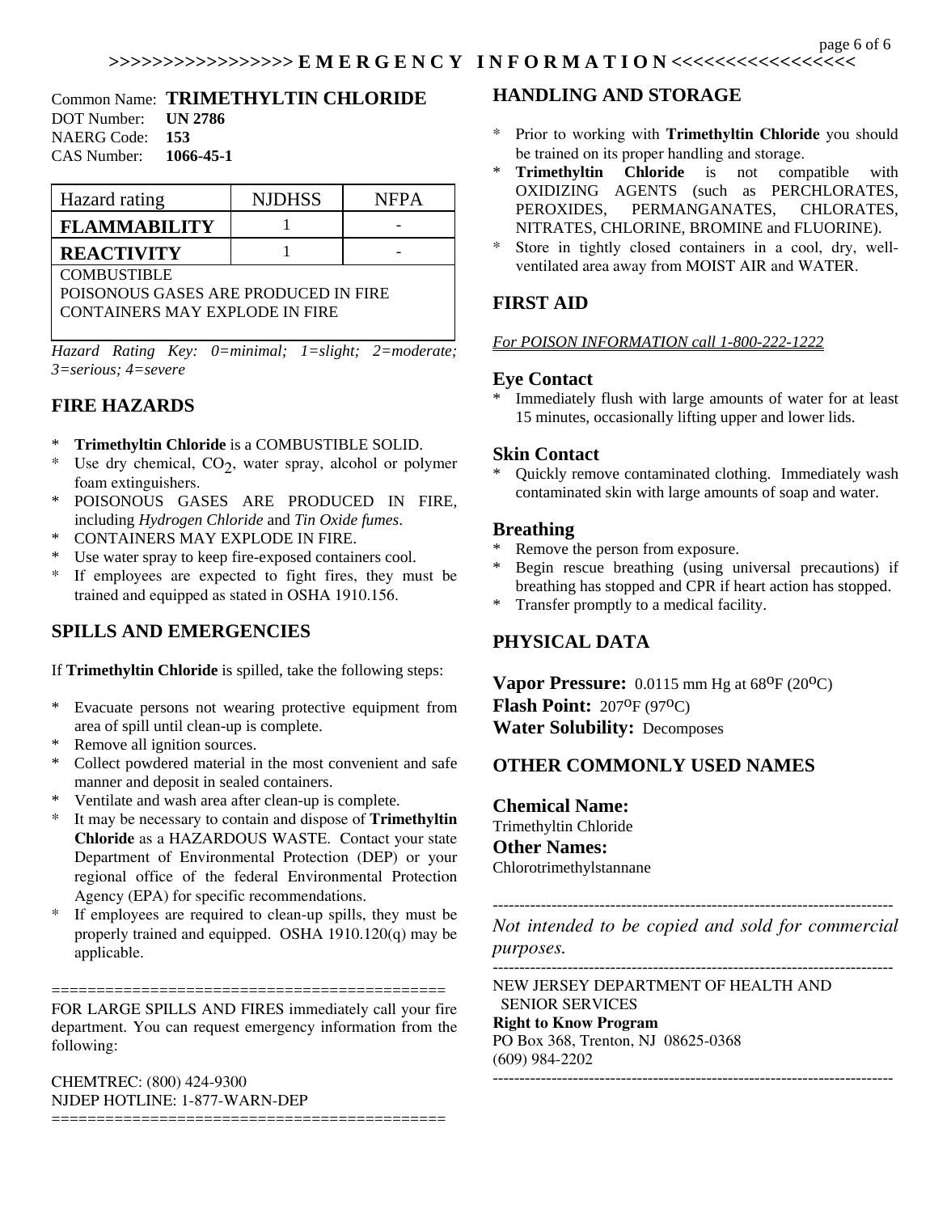# >>>>>>>>>>>>>>>> E M E R G E N C Y   I N F O R M A T I O N <<<<<<<<<<<<<<<<

Common Name: **TRIMETHYLTIN CHLORIDE**
DOT Number: **UN 2786**
NAERG Code: **153**
CAS Number: **1066-45-1**

| Hazard rating | NJDHSS | NFPA |
|---|---|---|
| **FLAMMABILITY** | 1 | - |
| **REACTIVITY** | 1 | - |
| COMBUSTIBLE<br>POISONOUS GASES ARE PRODUCED IN FIRE<br>CONTAINERS MAY EXPLODE IN FIRE | | |

*Hazard Rating Key: 0=minimal; 1=slight; 2=moderate; 3=serious; 4=severe*

## FIRE HAZARDS

* **Trimethyltin Chloride** is a COMBUSTIBLE SOLID.
* Use dry chemical, $CO_2$, water spray, alcohol or polymer foam extinguishers.
* POISONOUS GASES ARE PRODUCED IN FIRE, including *Hydrogen Chloride* and *Tin Oxide fumes*.
* CONTAINERS MAY EXPLODE IN FIRE.
* Use water spray to keep fire-exposed containers cool.
* If employees are expected to fight fires, they must be trained and equipped as stated in OSHA 1910.156.

## SPILLS AND EMERGENCIES

If **Trimethyltin Chloride** is spilled, take the following steps:

* Evacuate persons not wearing protective equipment from area of spill until clean-up is complete.
* Remove all ignition sources.
* Collect powdered material in the most convenient and safe manner and deposit in sealed containers.
* Ventilate and wash area after clean-up is complete.
* It may be necessary to contain and dispose of **Trimethyltin Chloride** as a HAZARDOUS WASTE. Contact your state Department of Environmental Protection (DEP) or your regional office of the federal Environmental Protection Agency (EPA) for specific recommendations.
* If employees are required to clean-up spills, they must be properly trained and equipped. OSHA 1910.120(q) may be applicable.

==========================================

FOR LARGE SPILLS AND FIRES immediately call your fire department. You can request emergency information from the following:

CHEMTREC: (800) 424-9300
NJDEP HOTLINE: 1-877-WARN-DEP

==========================================

## HANDLING AND STORAGE

* Prior to working with **Trimethyltin Chloride** you should be trained on its proper handling and storage.
* **Trimethyltin Chloride** is not compatible with OXIDIZING AGENTS (such as PERCHLORATES, PEROXIDES, PERMANGANATES, CHLORATES, NITRATES, CHLORINE, BROMINE and FLUORINE).
* Store in tightly closed containers in a cool, dry, well-ventilated area away from MOIST AIR and WATER.

## FIRST AID

*For POISON INFORMATION call 1-800-222-1222*

### Eye Contact

* Immediately flush with large amounts of water for at least 15 minutes, occasionally lifting upper and lower lids.

### Skin Contact

* Quickly remove contaminated clothing. Immediately wash contaminated skin with large amounts of soap and water.

### Breathing

* Remove the person from exposure.
* Begin rescue breathing (using universal precautions) if breathing has stopped and CPR if heart action has stopped.
* Transfer promptly to a medical facility.

## PHYSICAL DATA

**Vapor Pressure:** 0.0115 mm Hg at 68°F (20°C)
**Flash Point:** 207°F (97°C)
**Water Solubility:** Decomposes

## OTHER COMMONLY USED NAMES

**Chemical Name:**
Trimethyltin Chloride
**Other Names:**
Chlorotrimethylstannane

---

*Not intended to be copied and sold for commercial purposes.*

---

NEW JERSEY DEPARTMENT OF HEALTH AND SENIOR SERVICES
**Right to Know Program**
PO Box 368, Trenton, NJ 08625-0368
(609) 984-2202

---